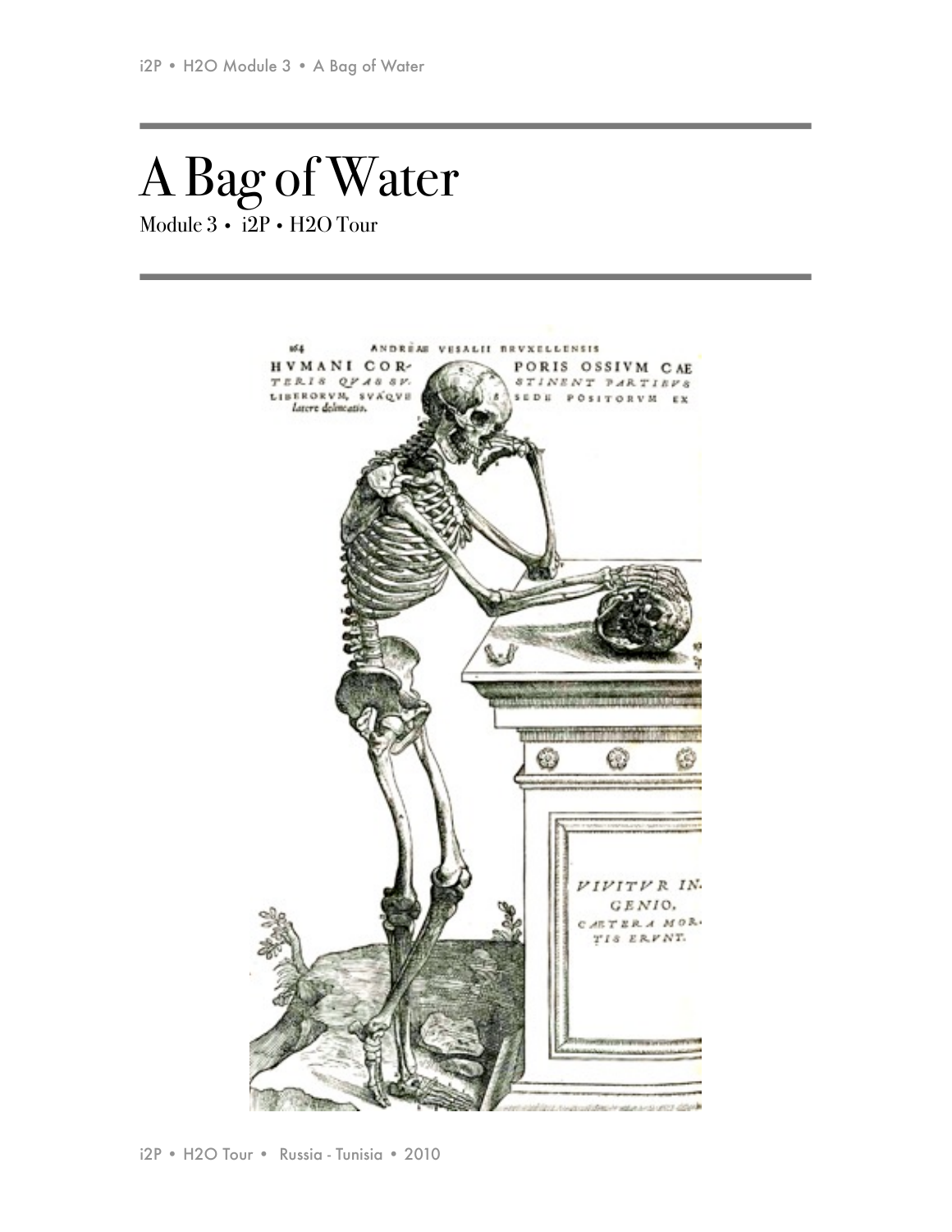# A Bag of Water

Module 3 • i2P • H2O Tour

i2P • H2O Tour • Russia - Tunisia • 2010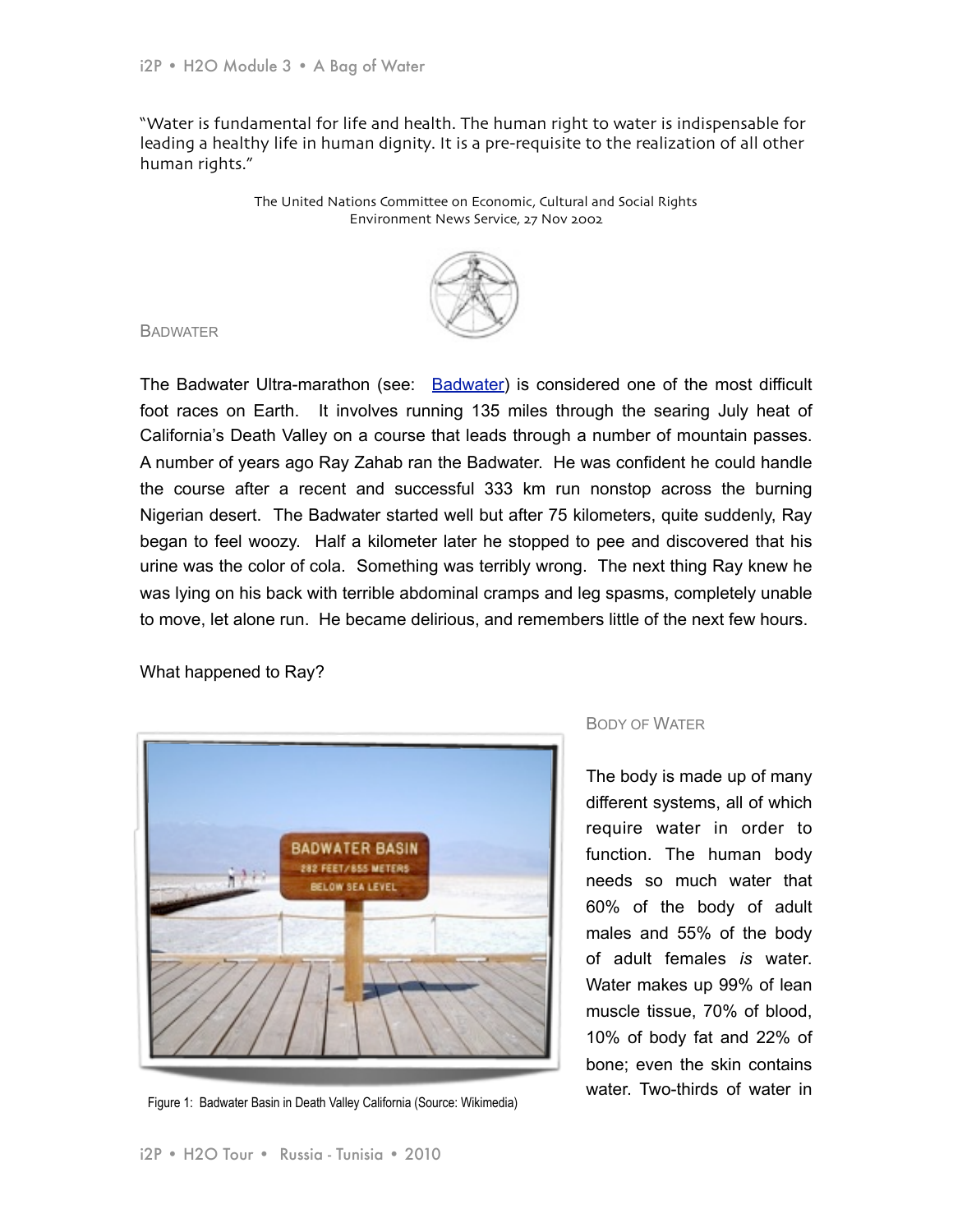"Water is fundamental for life and health. The human right to water is indispensable for leading a healthy life in human dignity. It is a pre-requisite to the realization of all other human rights."

The United Nations Committee on Economic, Cultural and Social Rights
Environment News Service, 27 Nov 2002

## Badwater

The Badwater Ultra-marathon (see: [Badwater]) is considered one of the most difficult foot races on Earth. It involves running 135 miles through the searing July heat of California's Death Valley on a course that leads through a number of mountain passes. A number of years ago Ray Zahab ran the Badwater. He was confident he could handle the course after a recent and successful 333 km run nonstop across the burning Nigerian desert. The Badwater started well but after 75 kilometers, quite suddenly, Ray began to feel woozy. Half a kilometer later he stopped to pee and discovered that his urine was the color of cola. Something was terribly wrong. The next thing Ray knew he was lying on his back with terrible abdominal cramps and leg spasms, completely unable to move, let alone run. He became delirious, and remembers little of the next few hours.

What happened to Ray?

Figure 1: Badwater Basin in Death Valley California (Source: Wikimedia)

## Body of Water

The body is made up of many different systems, all of which require water in order to function. The human body needs so much water that 60% of the body of adult males and 55% of the body of adult females *is* water. Water makes up 99% of lean muscle tissue, 70% of blood, 10% of body fat and 22% of bone; even the skin contains water. Two-thirds of water in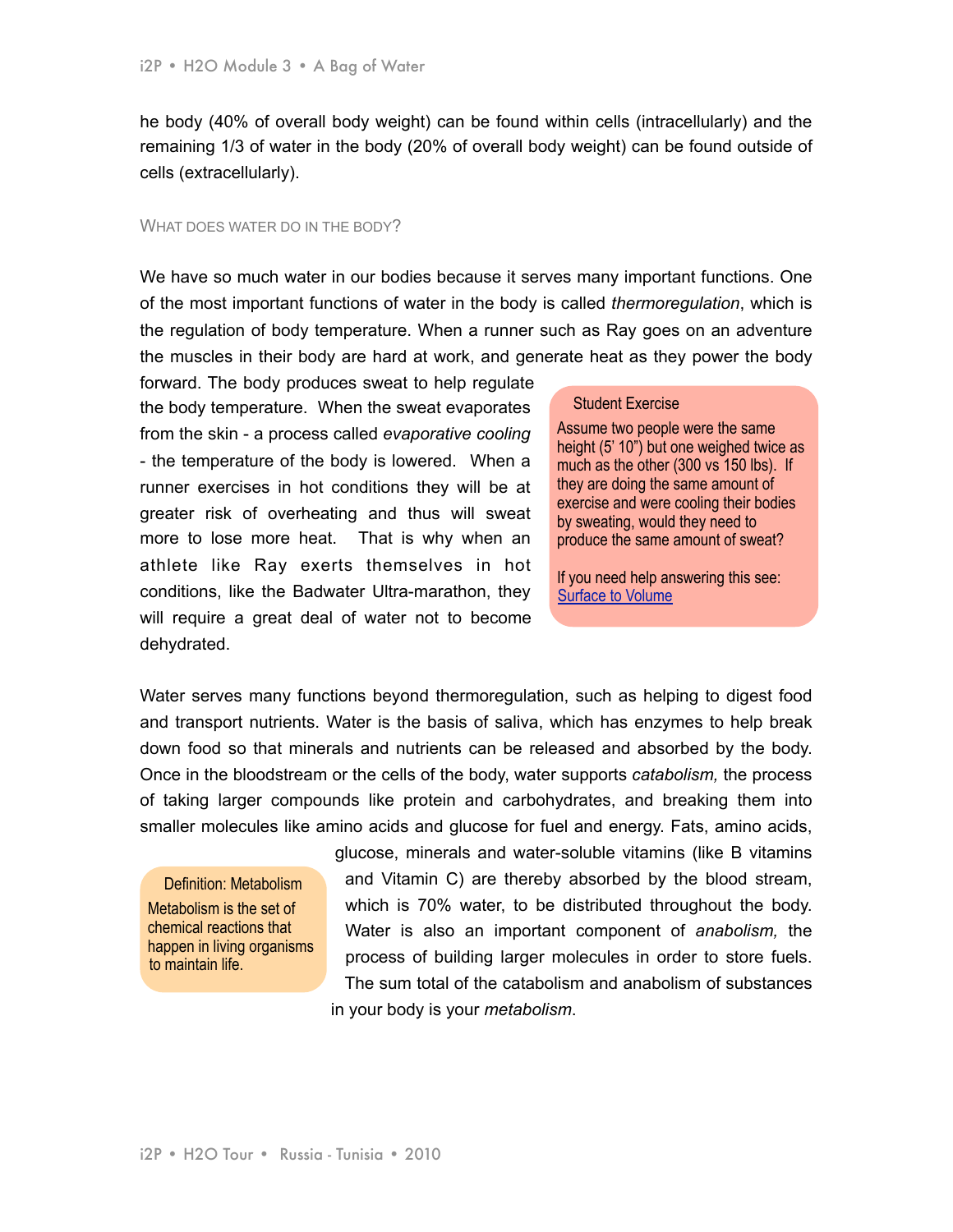he body (40% of overall body weight) can be found within cells (intracellularly) and the remaining 1/3 of water in the body (20% of overall body weight) can be found outside of cells (extracellularly).

### WHAT DOES WATER DO IN THE BODY?

We have so much water in our bodies because it serves many important functions. One of the most important functions of water in the body is called *thermoregulation*, which is the regulation of body temperature. When a runner such as Ray goes on an adventure the muscles in their body are hard at work, and generate heat as they power the body forward. The body produces sweat to help regulate the body temperature. When the sweat evaporates from the skin - a process called *evaporative cooling* - the temperature of the body is lowered. When a runner exercises in hot conditions they will be at greater risk of overheating and thus will sweat more to lose more heat. That is why when an athlete like Ray exerts themselves in hot conditions, like the Badwater Ultra-marathon, they will require a great deal of water not to become dehydrated.

> **Student Exercise**
>
> Assume two people were the same height (5' 10") but one weighed twice as much as the other (300 vs 150 lbs). If they are doing the same amount of exercise and were cooling their bodies by sweating, would they need to produce the same amount of sweat?
>
> If you need help answering this see: Surface to Volume

Water serves many functions beyond thermoregulation, such as helping to digest food and transport nutrients. Water is the basis of saliva, which has enzymes to help break down food so that minerals and nutrients can be released and absorbed by the body. Once in the bloodstream or the cells of the body, water supports *catabolism,* the process of taking larger compounds like protein and carbohydrates, and breaking them into smaller molecules like amino acids and glucose for fuel and energy. Fats, amino acids, glucose, minerals and water-soluble vitamins (like B vitamins and Vitamin C) are thereby absorbed by the blood stream, which is 70% water, to be distributed throughout the body. Water is also an important component of *anabolism,* the process of building larger molecules in order to store fuels. The sum total of the catabolism and anabolism of substances in your body is your *metabolism*.

> **Definition: Metabolism**
>
> Metabolism is the set of chemical reactions that happen in living organisms to maintain life.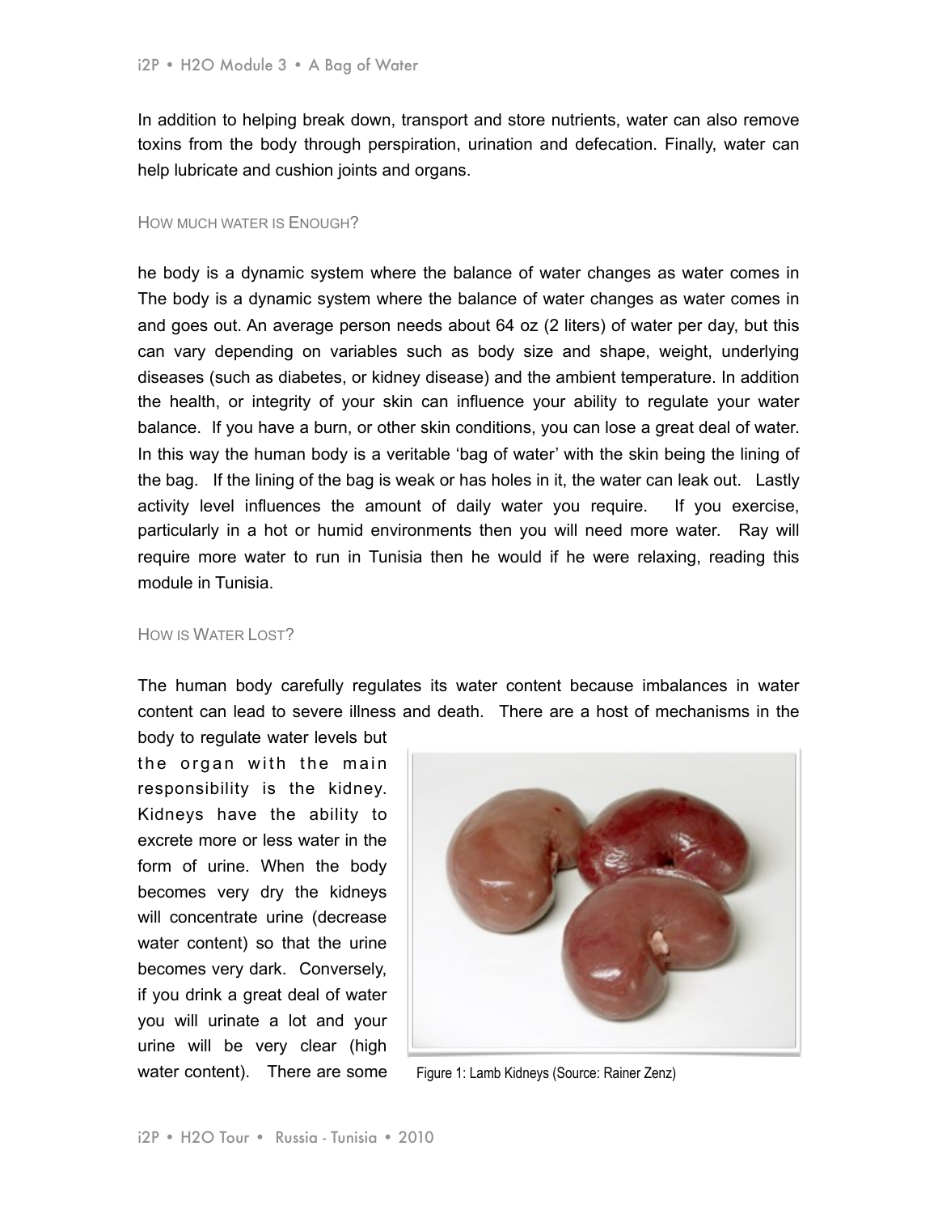In addition to helping break down, transport and store nutrients, water can also remove toxins from the body through perspiration, urination and defecation. Finally, water can help lubricate and cushion joints and organs.

### How much water is Enough?

he body is a dynamic system where the balance of water changes as water comes in The body is a dynamic system where the balance of water changes as water comes in and goes out. An average person needs about 64 oz (2 liters) of water per day, but this can vary depending on variables such as body size and shape, weight, underlying diseases (such as diabetes, or kidney disease) and the ambient temperature. In addition the health, or integrity of your skin can influence your ability to regulate your water balance. If you have a burn, or other skin conditions, you can lose a great deal of water. In this way the human body is a veritable 'bag of water' with the skin being the lining of the bag. If the lining of the bag is weak or has holes in it, the water can leak out. Lastly activity level influences the amount of daily water you require. If you exercise, particularly in a hot or humid environments then you will need more water. Ray will require more water to run in Tunisia then he would if he were relaxing, reading this module in Tunisia.

### How is Water Lost?

The human body carefully regulates its water content because imbalances in water content can lead to severe illness and death. There are a host of mechanisms in the body to regulate water levels but the organ with the main responsibility is the kidney. Kidneys have the ability to excrete more or less water in the form of urine. When the body becomes very dry the kidneys will concentrate urine (decrease water content) so that the urine becomes very dark. Conversely, if you drink a great deal of water you will urinate a lot and your urine will be very clear (high water content). There are some

Figure 1: Lamb Kidneys (Source: Rainer Zenz)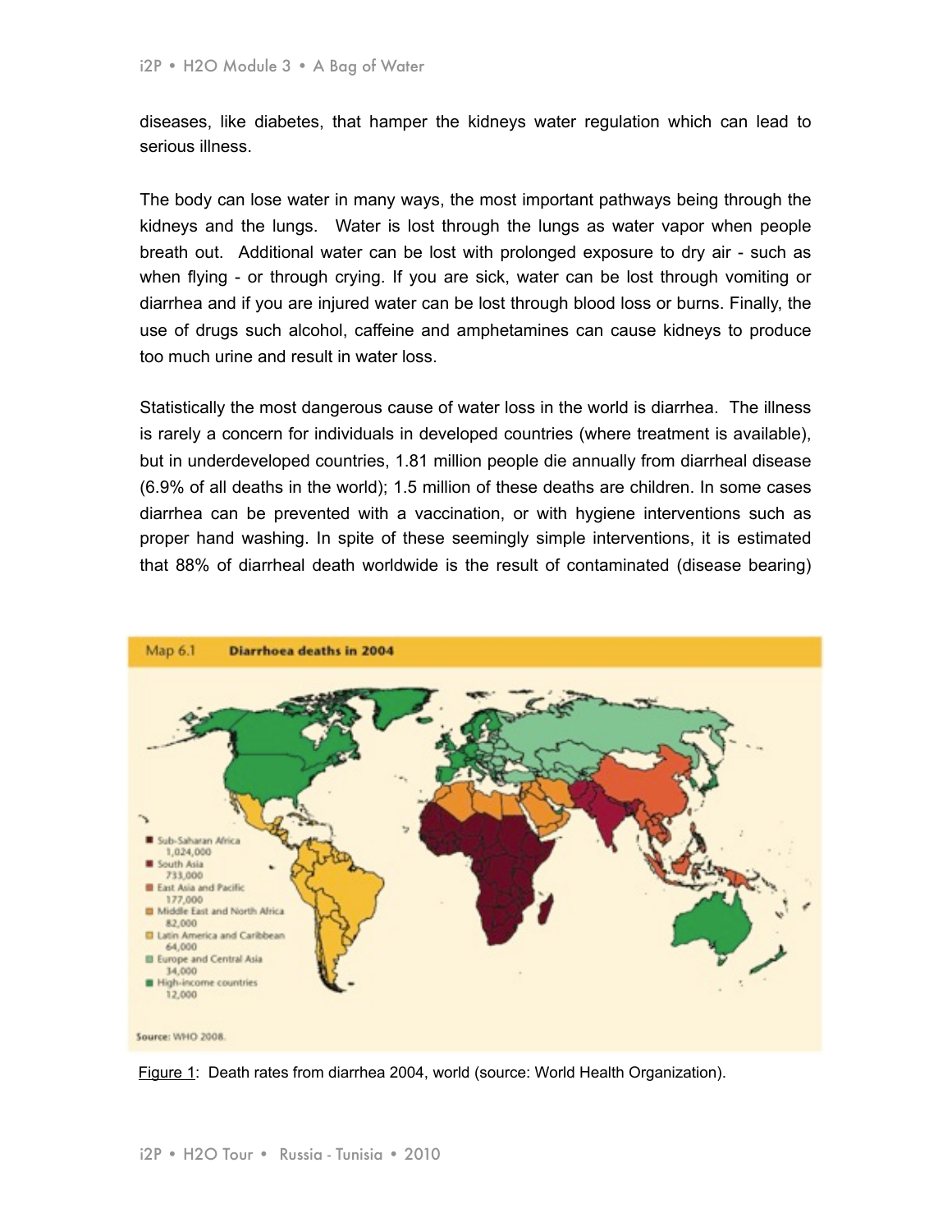diseases, like diabetes, that hamper the kidneys water regulation which can lead to serious illness.

The body can lose water in many ways, the most important pathways being through the kidneys and the lungs. Water is lost through the lungs as water vapor when people breath out. Additional water can be lost with prolonged exposure to dry air - such as when flying - or through crying. If you are sick, water can be lost through vomiting or diarrhea and if you are injured water can be lost through blood loss or burns. Finally, the use of drugs such alcohol, caffeine and amphetamines can cause kidneys to produce too much urine and result in water loss.

Statistically the most dangerous cause of water loss in the world is diarrhea. The illness is rarely a concern for individuals in developed countries (where treatment is available), but in underdeveloped countries, 1.81 million people die annually from diarrheal disease (6.9% of all deaths in the world); 1.5 million of these deaths are children. In some cases diarrhea can be prevented with a vaccination, or with hygiene interventions such as proper hand washing. In spite of these seemingly simple interventions, it is estimated that 88% of diarrheal death worldwide is the result of contaminated (disease bearing)

**Map 6.1 Diarrhoea deaths in 2004**

- Sub-Saharan Africa 1,024,000
- South Asia 733,000
- East Asia and Pacific 177,000
- Middle East and North Africa 82,000
- Latin America and Caribbean 64,000
- Europe and Central Asia 34,000
- High-income countries 12,000

Source: WHO 2008.

Figure 1: Death rates from diarrhea 2004, world (source: World Health Organization).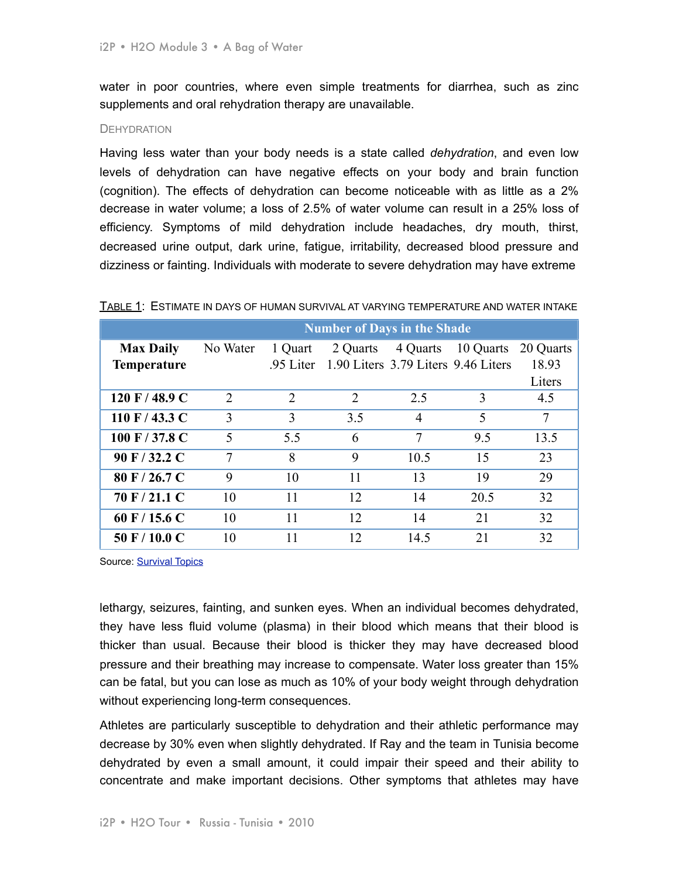water in poor countries, where even simple treatments for diarrhea, such as zinc supplements and oral rehydration therapy are unavailable.

### Dehydration

Having less water than your body needs is a state called *dehydration*, and even low levels of dehydration can have negative effects on your body and brain function (cognition). The effects of dehydration can become noticeable with as little as a 2% decrease in water volume; a loss of 2.5% of water volume can result in a 25% loss of efficiency. Symptoms of mild dehydration include headaches, dry mouth, thirst, decreased urine output, dark urine, fatigue, irritability, decreased blood pressure and dizziness or fainting. Individuals with moderate to severe dehydration may have extreme lethargy, seizures, fainting, and sunken eyes. When an individual becomes dehydrated, they have less fluid volume (plasma) in their blood which means that their blood is thicker than usual. Because their blood is thicker they may have decreased blood pressure and their breathing may increase to compensate. Water loss greater than 15% can be fatal, but you can lose as much as 10% of your body weight through dehydration without experiencing long-term consequences.

Table 1: Estimate in days of human survival at varying temperature and water intake

| | Number of Days in the Shade | | | | | |
|---|---|---|---|---|---|---|
| **Max Daily Temperature** | No Water | 1 Quart .95 Liter | 2 Quarts 1.90 Liters | 4 Quarts 3.79 Liters | 10 Quarts 9.46 Liters | 20 Quarts 18.93 Liters |
| **120 F / 48.9 C** | 2 | 2 | 2 | 2.5 | 3 | 4.5 |
| **110 F / 43.3 C** | 3 | 3 | 3.5 | 4 | 5 | 7 |
| **100 F / 37.8 C** | 5 | 5.5 | 6 | 7 | 9.5 | 13.5 |
| **90 F / 32.2 C** | 7 | 8 | 9 | 10.5 | 15 | 23 |
| **80 F / 26.7 C** | 9 | 10 | 11 | 13 | 19 | 29 |
| **70 F / 21.1 C** | 10 | 11 | 12 | 14 | 20.5 | 32 |
| **60 F / 15.6 C** | 10 | 11 | 12 | 14 | 21 | 32 |
| **50 F / 10.0 C** | 10 | 11 | 12 | 14.5 | 21 | 32 |

Source: Survival Topics

Athletes are particularly susceptible to dehydration and their athletic performance may decrease by 30% even when slightly dehydrated. If Ray and the team in Tunisia become dehydrated by even a small amount, it could impair their speed and their ability to concentrate and make important decisions. Other symptoms that athletes may have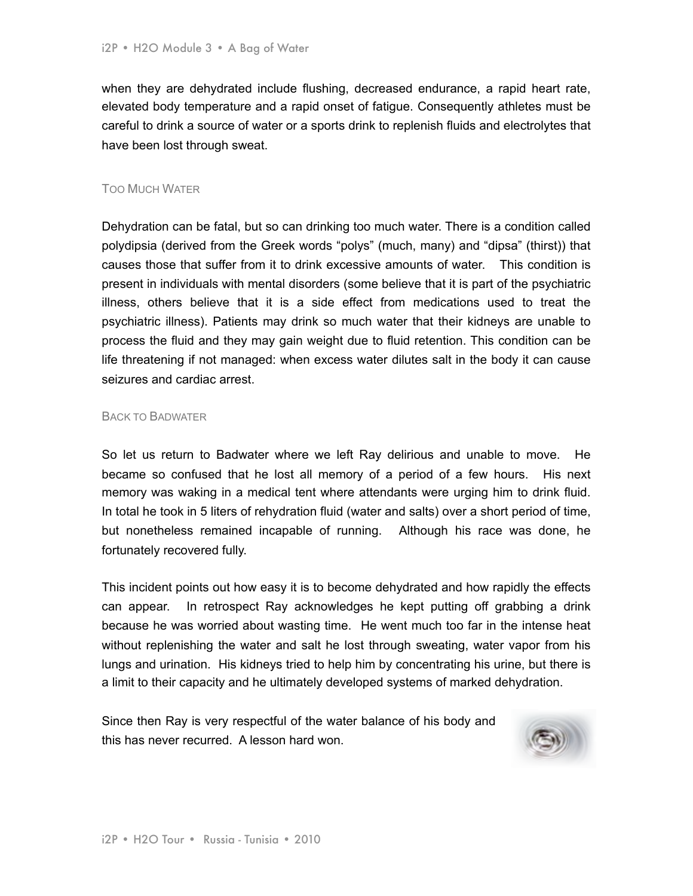when they are dehydrated include flushing, decreased endurance, a rapid heart rate, elevated body temperature and a rapid onset of fatigue. Consequently athletes must be careful to drink a source of water or a sports drink to replenish fluids and electrolytes that have been lost through sweat.

### Too Much Water

Dehydration can be fatal, but so can drinking too much water. There is a condition called polydipsia (derived from the Greek words "polys" (much, many) and "dipsa" (thirst)) that causes those that suffer from it to drink excessive amounts of water. This condition is present in individuals with mental disorders (some believe that it is part of the psychiatric illness, others believe that it is a side effect from medications used to treat the psychiatric illness). Patients may drink so much water that their kidneys are unable to process the fluid and they may gain weight due to fluid retention. This condition can be life threatening if not managed: when excess water dilutes salt in the body it can cause seizures and cardiac arrest.

### Back to Badwater

So let us return to Badwater where we left Ray delirious and unable to move. He became so confused that he lost all memory of a period of a few hours. His next memory was waking in a medical tent where attendants were urging him to drink fluid. In total he took in 5 liters of rehydration fluid (water and salts) over a short period of time, but nonetheless remained incapable of running. Although his race was done, he fortunately recovered fully.

This incident points out how easy it is to become dehydrated and how rapidly the effects can appear. In retrospect Ray acknowledges he kept putting off grabbing a drink because he was worried about wasting time. He went much too far in the intense heat without replenishing the water and salt he lost through sweating, water vapor from his lungs and urination. His kidneys tried to help him by concentrating his urine, but there is a limit to their capacity and he ultimately developed systems of marked dehydration.

Since then Ray is very respectful of the water balance of his body and this has never recurred. A lesson hard won.